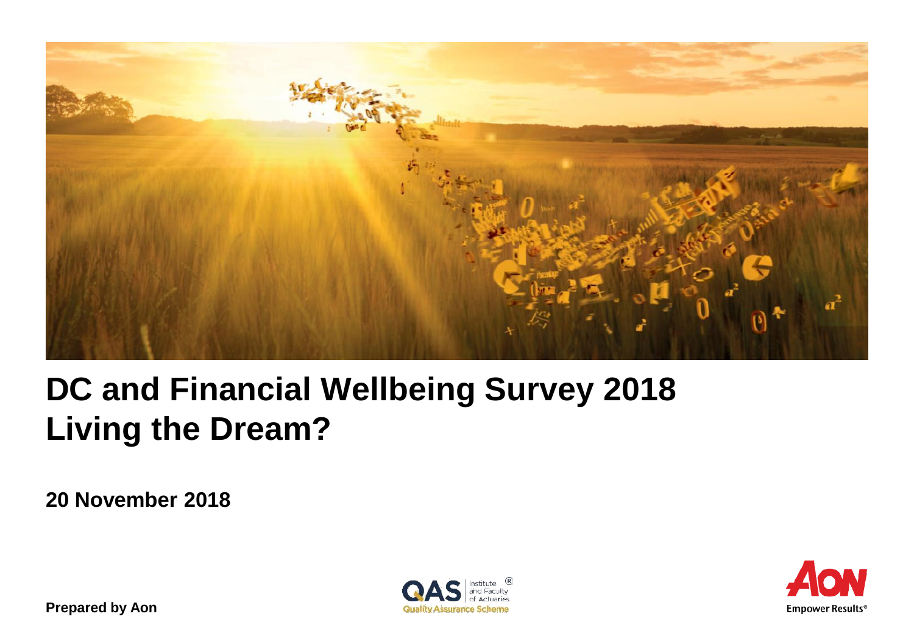# DC and Financial Wellbeing Survey 2018
# Living the Dream?

**20 November 2018**

**Prepared by Aon**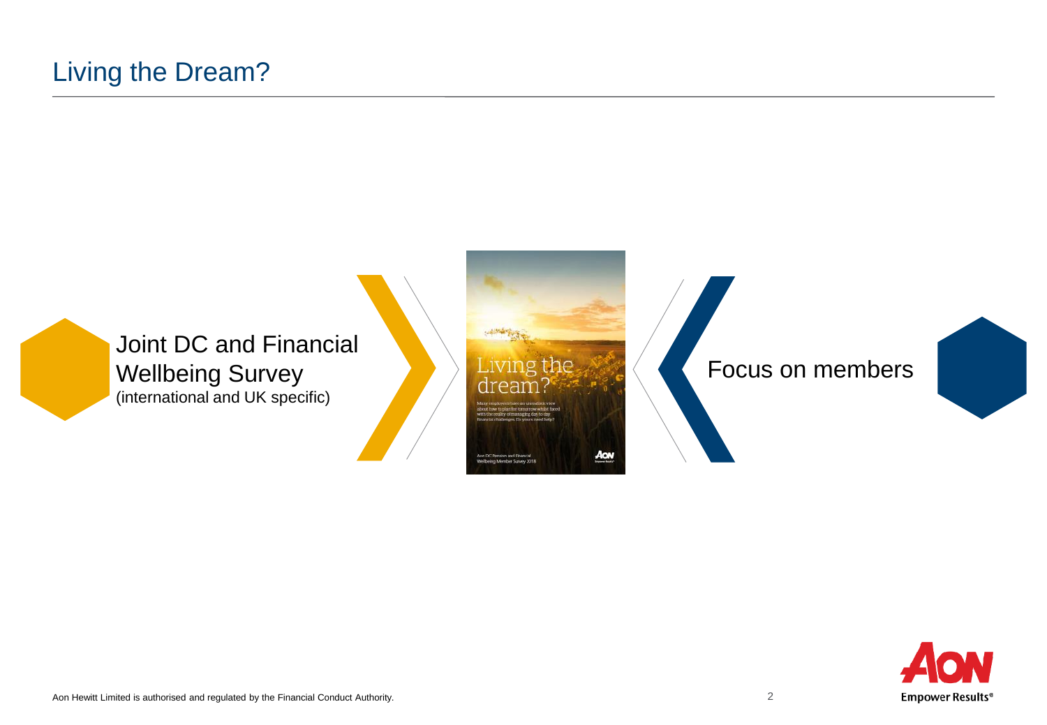# Living the Dream?

Joint DC and Financial Wellbeing Survey
(international and UK specific)

Focus on members

Aon Hewitt Limited is authorised and regulated by the Financial Conduct Authority.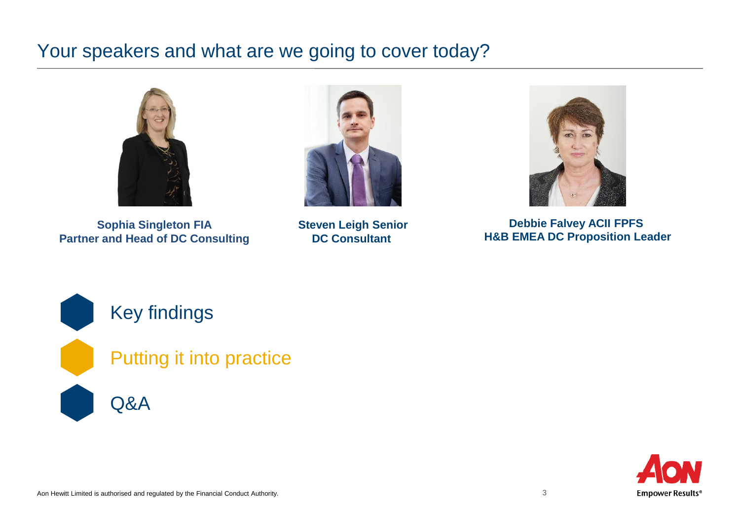# Your speakers and what are we going to cover today?

**Sophia Singleton FIA**
**Partner and Head of DC Consulting**

**Steven Leigh Senior**
**DC Consultant**

**Debbie Falvey ACII FPFS**
**H&B EMEA DC Proposition Leader**

- Key findings
- Putting it into practice
- Q&A

Aon Hewitt Limited is authorised and regulated by the Financial Conduct Authority.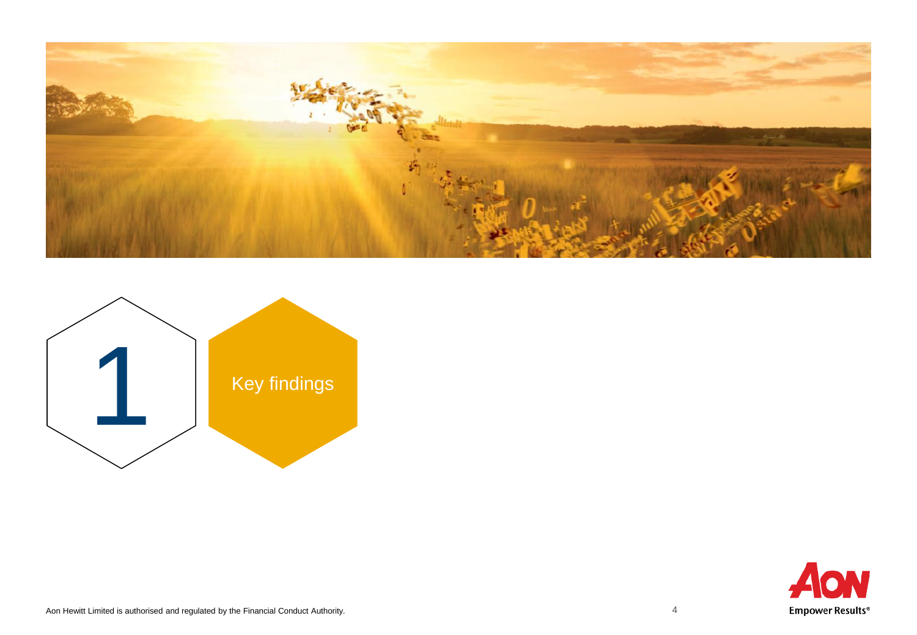# 1 Key findings

Aon Hewitt Limited is authorised and regulated by the Financial Conduct Authority.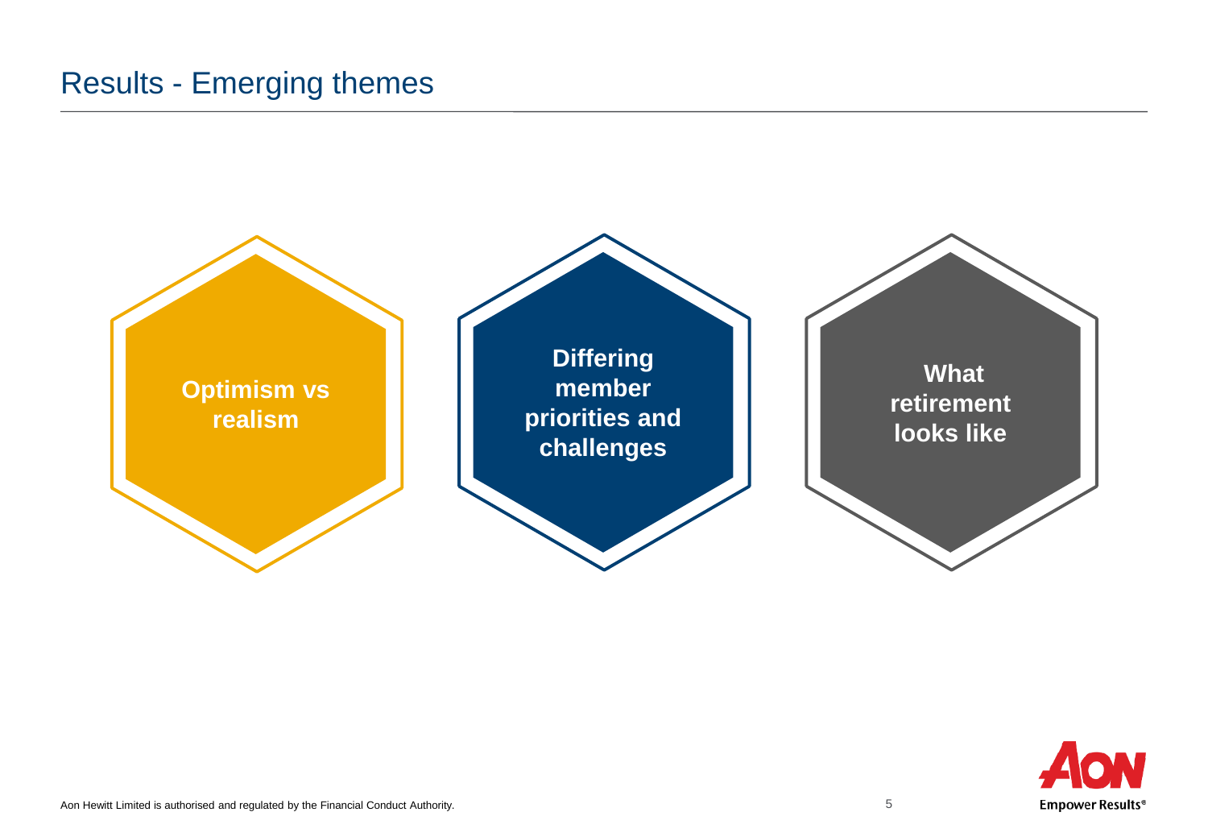# Results - Emerging themes

- **Optimism vs realism**
- **Differing member priorities and challenges**
- **What retirement looks like**

Aon Hewitt Limited is authorised and regulated by the Financial Conduct Authority.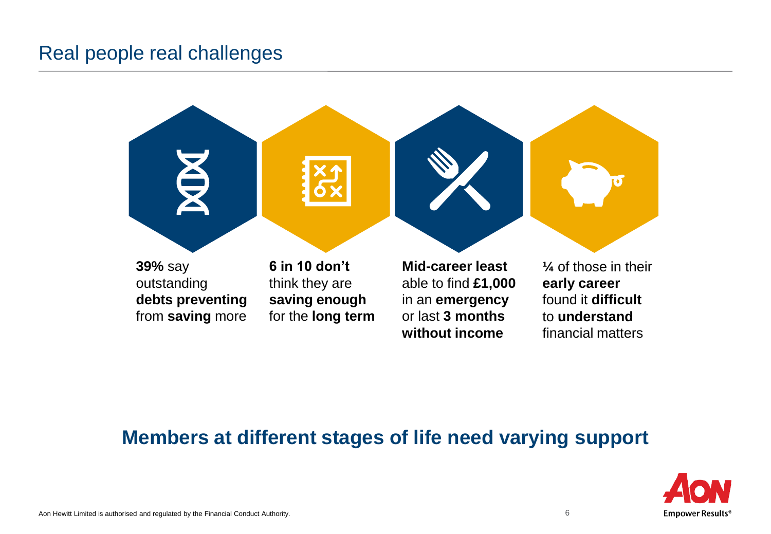# Real people real challenges

**39%** say outstanding **debts preventing** from **saving** more

**6 in 10 don't** think they are **saving enough** for the **long term**

**Mid-career least** able to find **£1,000** in an **emergency** or last **3 months without income**

**¼** of those in their **early career** found it **difficult** to **understand** financial matters

## Members at different stages of life need varying support

Aon Hewitt Limited is authorised and regulated by the Financial Conduct Authority.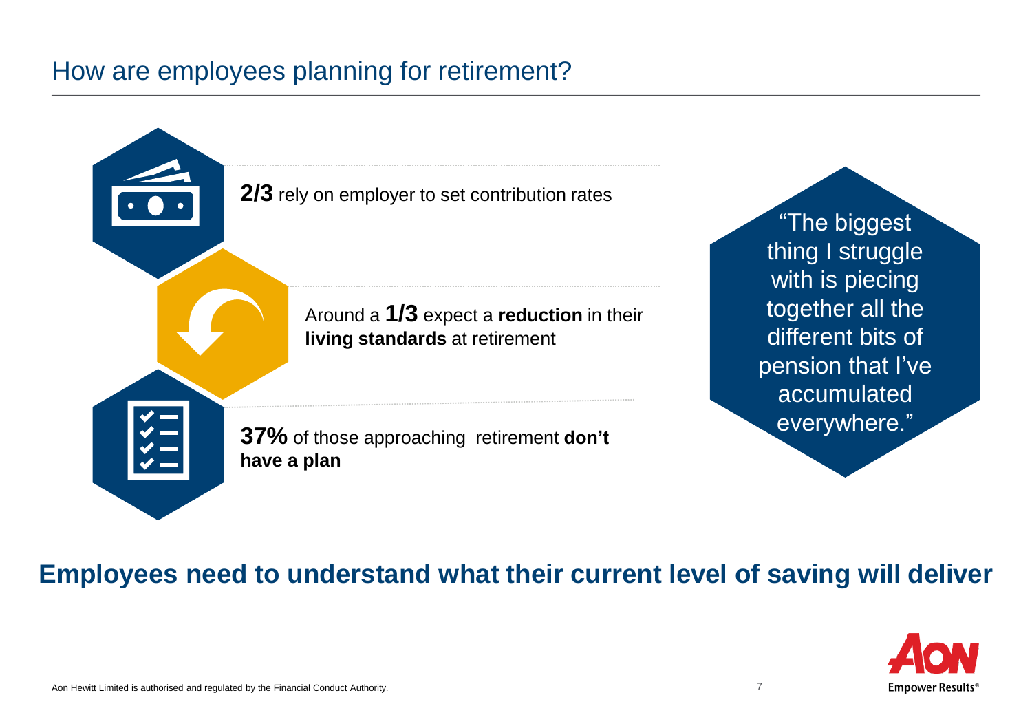# How are employees planning for retirement?

**2/3** rely on employer to set contribution rates

Around a **1/3** expect a **reduction** in their **living standards** at retirement

**37%** of those approaching retirement **don't have a plan**

"The biggest thing I struggle with is piecing together all the different bits of pension that I've accumulated everywhere."

**Employees need to understand what their current level of saving will deliver**

Aon Hewitt Limited is authorised and regulated by the Financial Conduct Authority.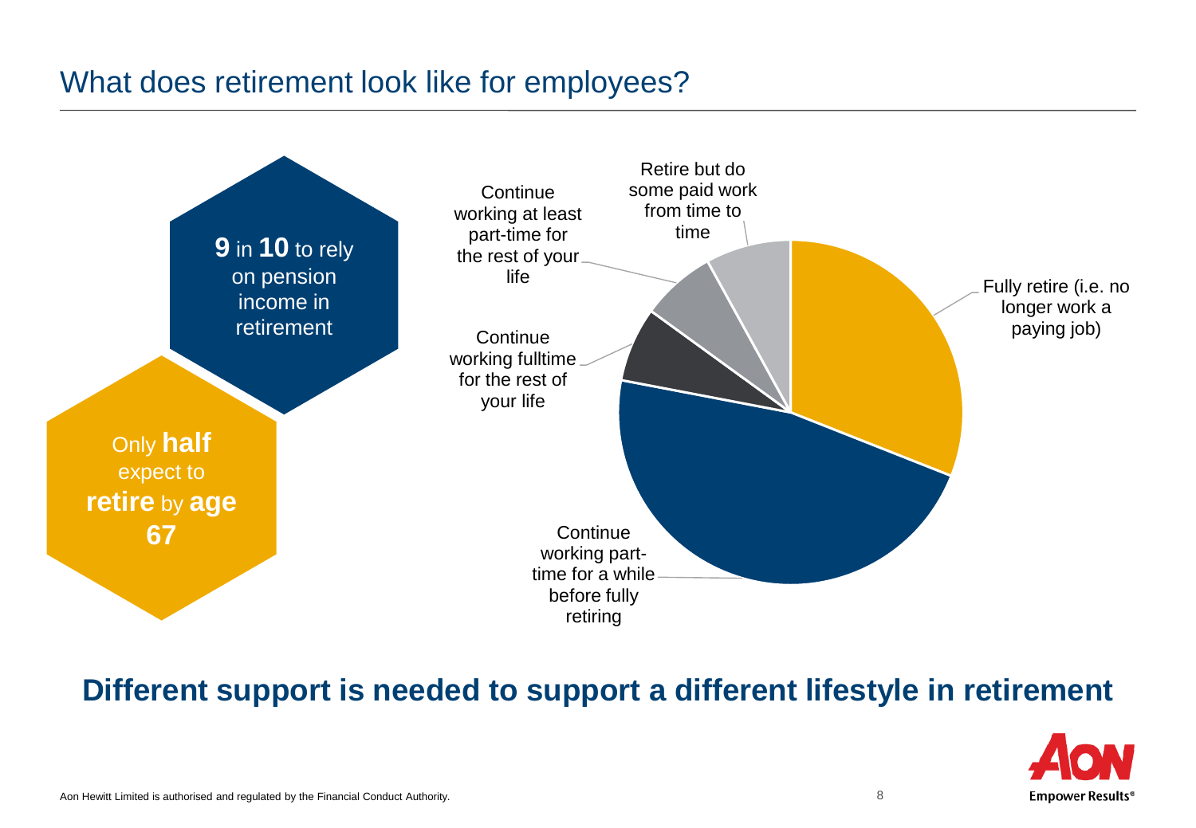# What does retirement look like for employees?

**9** in **10** to rely on pension income in retirement

Only **half** expect to **retire** by **age 67**

Retire but do some paid work from time to time

Continue working at least part-time for the rest of your life

Continue working fulltime for the rest of your life

Continue working part-time for a while before fully retiring

Fully retire (i.e. no longer work a paying job)

**Different support is needed to support a different lifestyle in retirement**

Aon Hewitt Limited is authorised and regulated by the Financial Conduct Authority.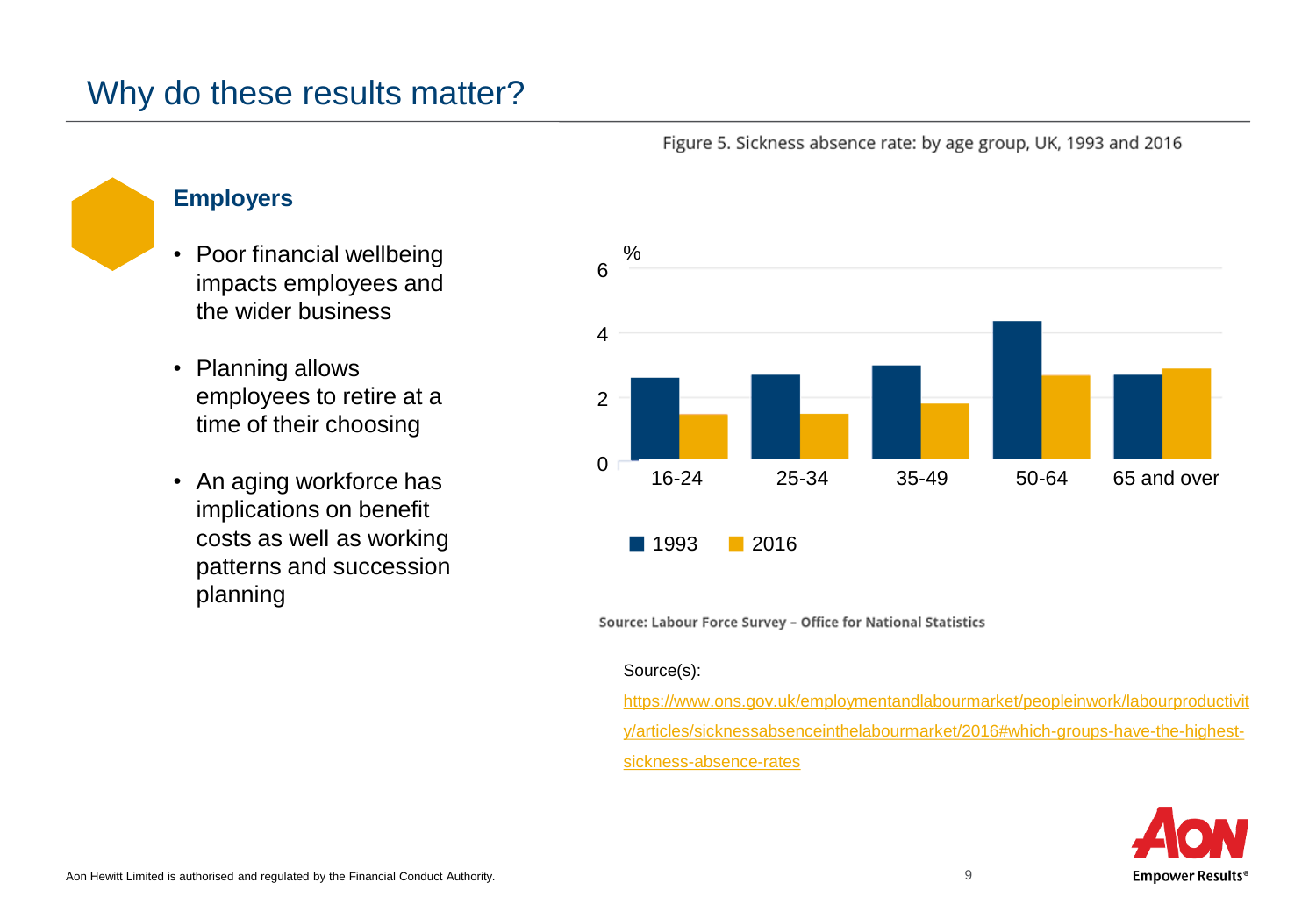# Why do these results matter?

### Employers

- Poor financial wellbeing impacts employees and the wider business
- Planning allows employees to retire at a time of their choosing
- An aging workforce has implications on benefit costs as well as working patterns and succession planning

Figure 5. Sickness absence rate: by age group, UK, 1993 and 2016

Source: Labour Force Survey – Office for National Statistics

Source(s):

https://www.ons.gov.uk/employmentandlabourmarket/peopleinwork/labourproductivity/articles/sicknessabsenceinthelabourmarket/2016#which-groups-have-the-highest-sickness-absence-rates

Aon Hewitt Limited is authorised and regulated by the Financial Conduct Authority.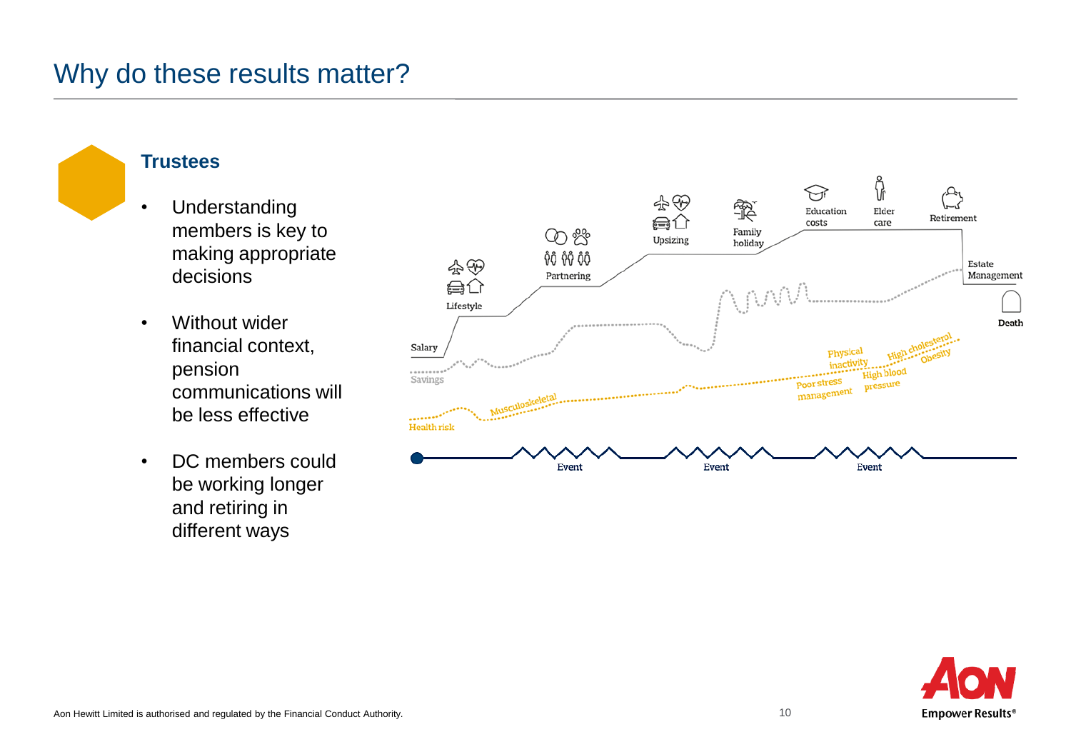# Why do these results matter?

## Trustees

- Understanding members is key to making appropriate decisions
- Without wider financial context, pension communications will be less effective
- DC members could be working longer and retiring in different ways

Lifestyle
Partnering
Upsizing
Family holiday
Education costs
Elder care
Retirement
Estate Management
Death
Salary
Savings
Health risk
Musculoskeletal
Physical inactivity
Poor stress management
High blood pressure
High cholesterol
Obesity
Event
Event
Event

Aon Hewitt Limited is authorised and regulated by the Financial Conduct Authority.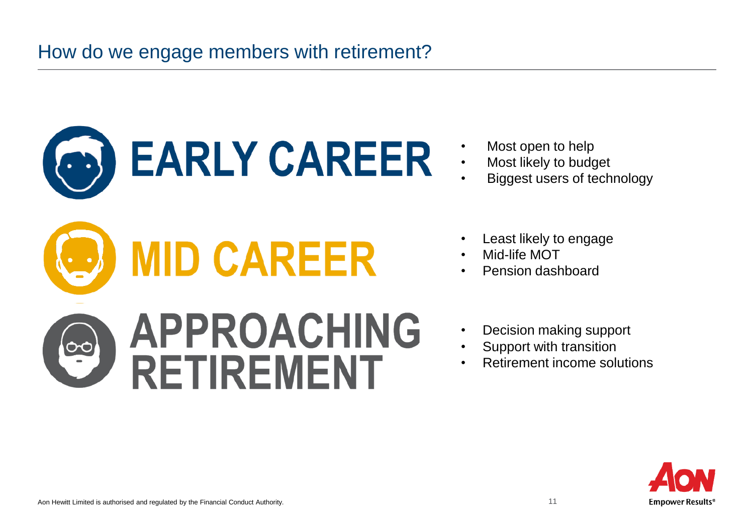# How do we engage members with retirement?

## EARLY CAREER

- Most open to help
- Most likely to budget
- Biggest users of technology

## MID CAREER

- Least likely to engage
- Mid-life MOT
- Pension dashboard

## APPROACHING RETIREMENT

- Decision making support
- Support with transition
- Retirement income solutions

Aon Hewitt Limited is authorised and regulated by the Financial Conduct Authority.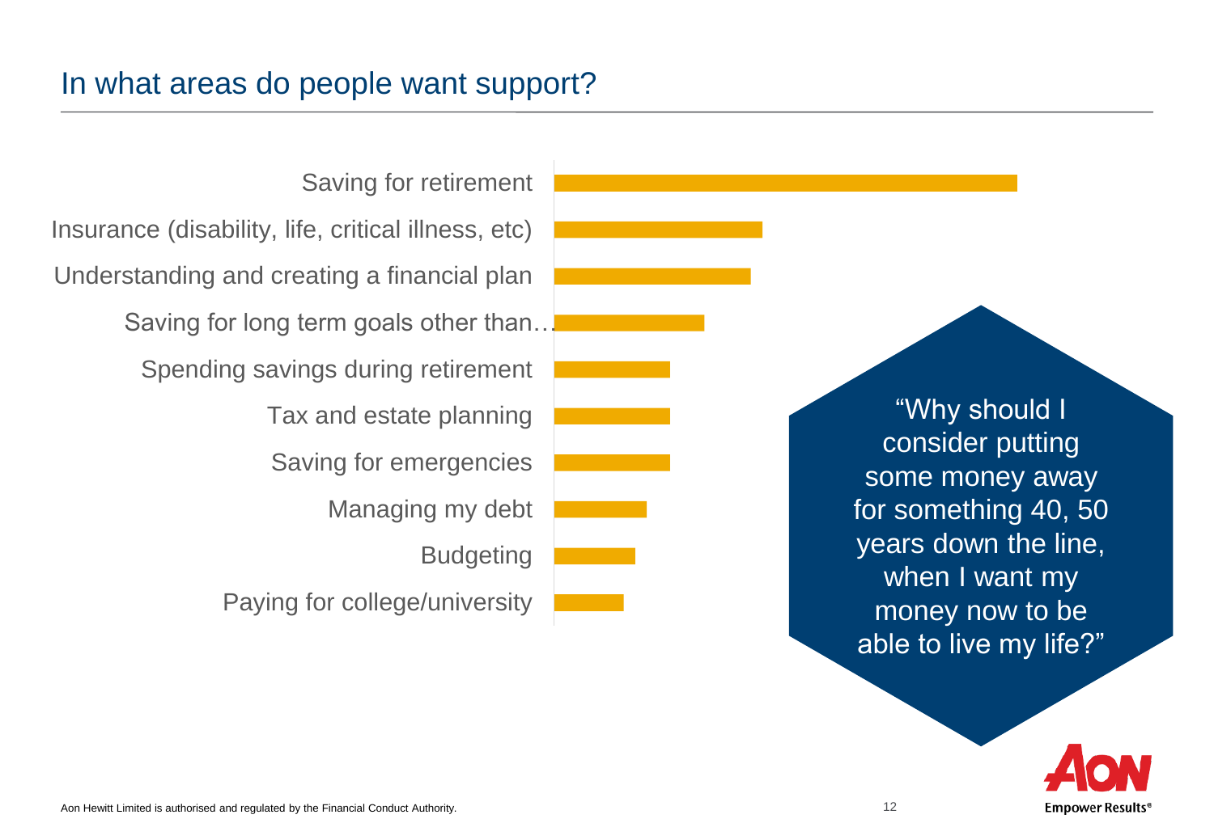# In what areas do people want support?

- Saving for retirement
- Insurance (disability, life, critical illness, etc)
- Understanding and creating a financial plan
- Saving for long term goals other than…
- Spending savings during retirement
- Tax and estate planning
- Saving for emergencies
- Managing my debt
- Budgeting
- Paying for college/university

"Why should I consider putting some money away for something 40, 50 years down the line, when I want my money now to be able to live my life?"

Aon Hewitt Limited is authorised and regulated by the Financial Conduct Authority.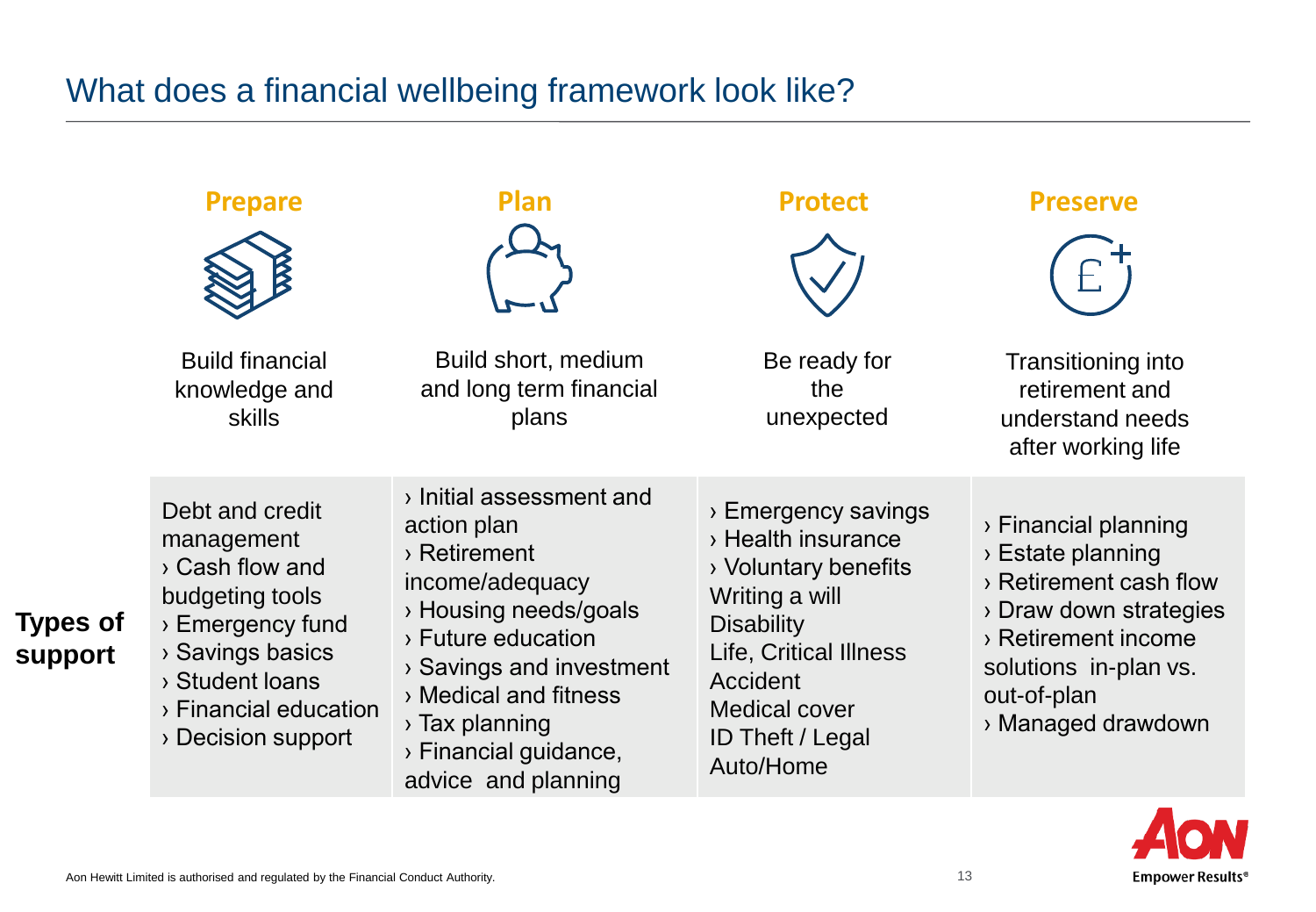# What does a financial wellbeing framework look like?

| | Prepare | Plan | Protect | Preserve |
|---|---|---|---|---|
| | Build financial knowledge and skills | Build short, medium and long term financial plans | Be ready for the unexpected | Transitioning into retirement and understand needs after working life |
| **Types of support** | Debt and credit management<br>› Cash flow and budgeting tools<br>› Emergency fund<br>› Savings basics<br>› Student loans<br>› Financial education<br>› Decision support | › Initial assessment and action plan<br>› Retirement income/adequacy<br>› Housing needs/goals<br>› Future education<br>› Savings and investment<br>› Medical and fitness<br>› Tax planning<br>› Financial guidance, advice and planning | › Emergency savings<br>› Health insurance<br>› Voluntary benefits<br>Writing a will<br>Disability<br>Life, Critical Illness<br>Accident<br>Medical cover<br>ID Theft / Legal<br>Auto/Home | › Financial planning<br>› Estate planning<br>› Retirement cash flow<br>› Draw down strategies<br>› Retirement income solutions in-plan vs. out-of-plan<br>› Managed drawdown |

Aon Hewitt Limited is authorised and regulated by the Financial Conduct Authority.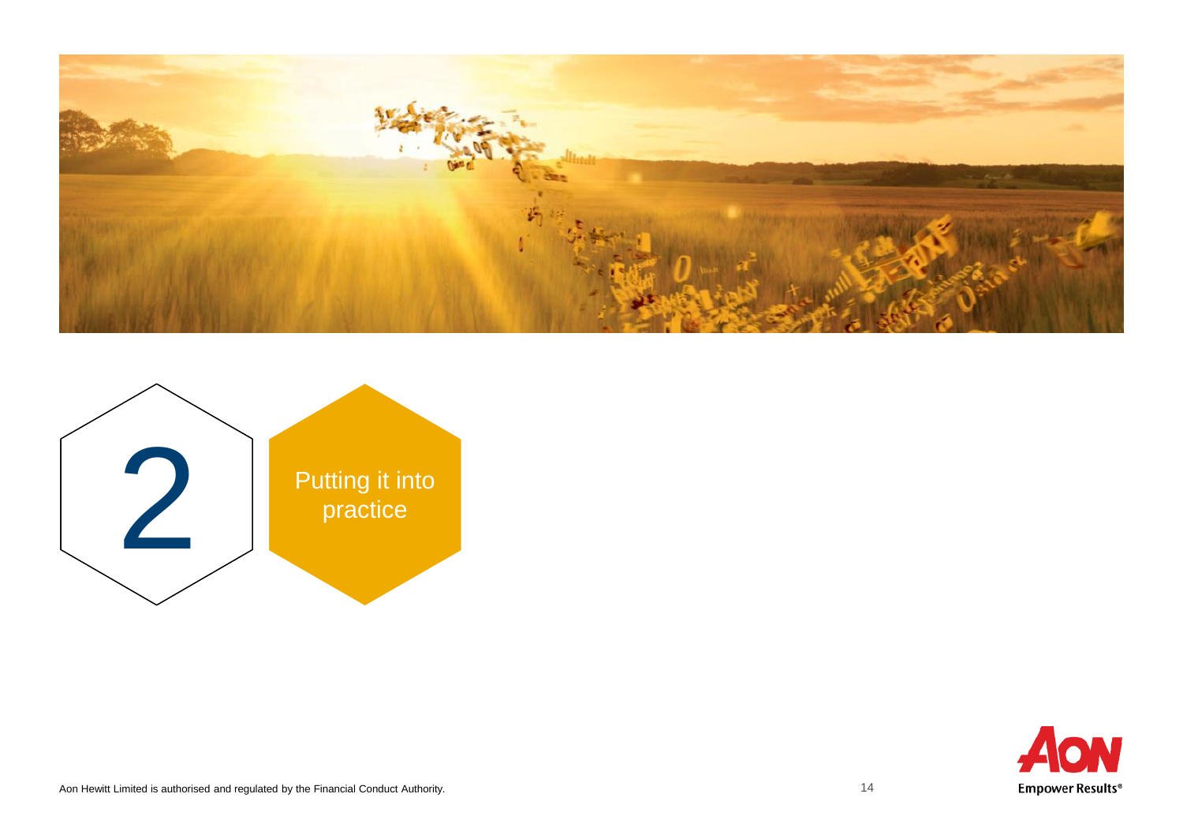# 2 Putting it into practice

Aon Hewitt Limited is authorised and regulated by the Financial Conduct Authority.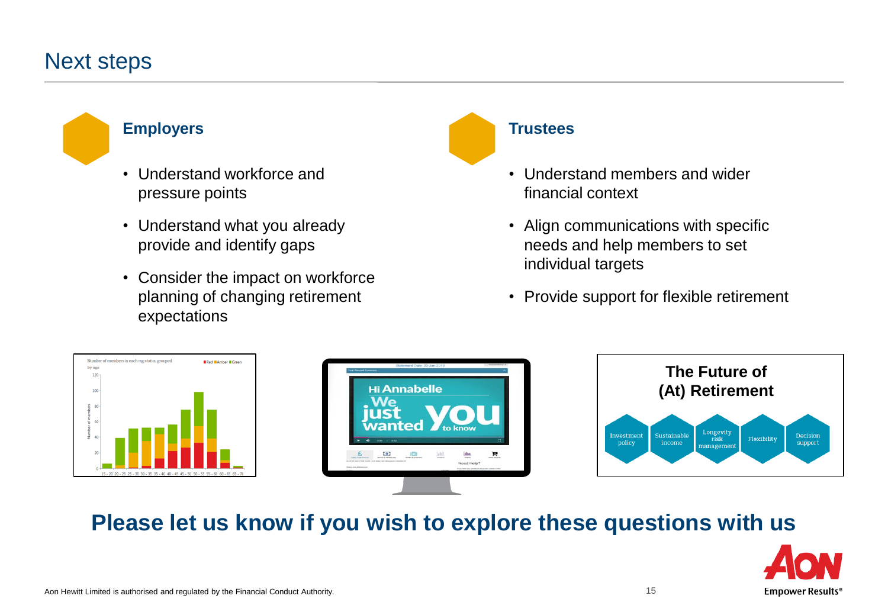# Next steps

## Employers

- Understand workforce and pressure points
- Understand what you already provide and identify gaps
- Consider the impact on workforce planning of changing retirement expectations

## Trustees

- Understand members and wider financial context
- Align communications with specific needs and help members to set individual targets
- Provide support for flexible retirement

**Please let us know if you wish to explore these questions with us**

Aon Hewitt Limited is authorised and regulated by the Financial Conduct Authority.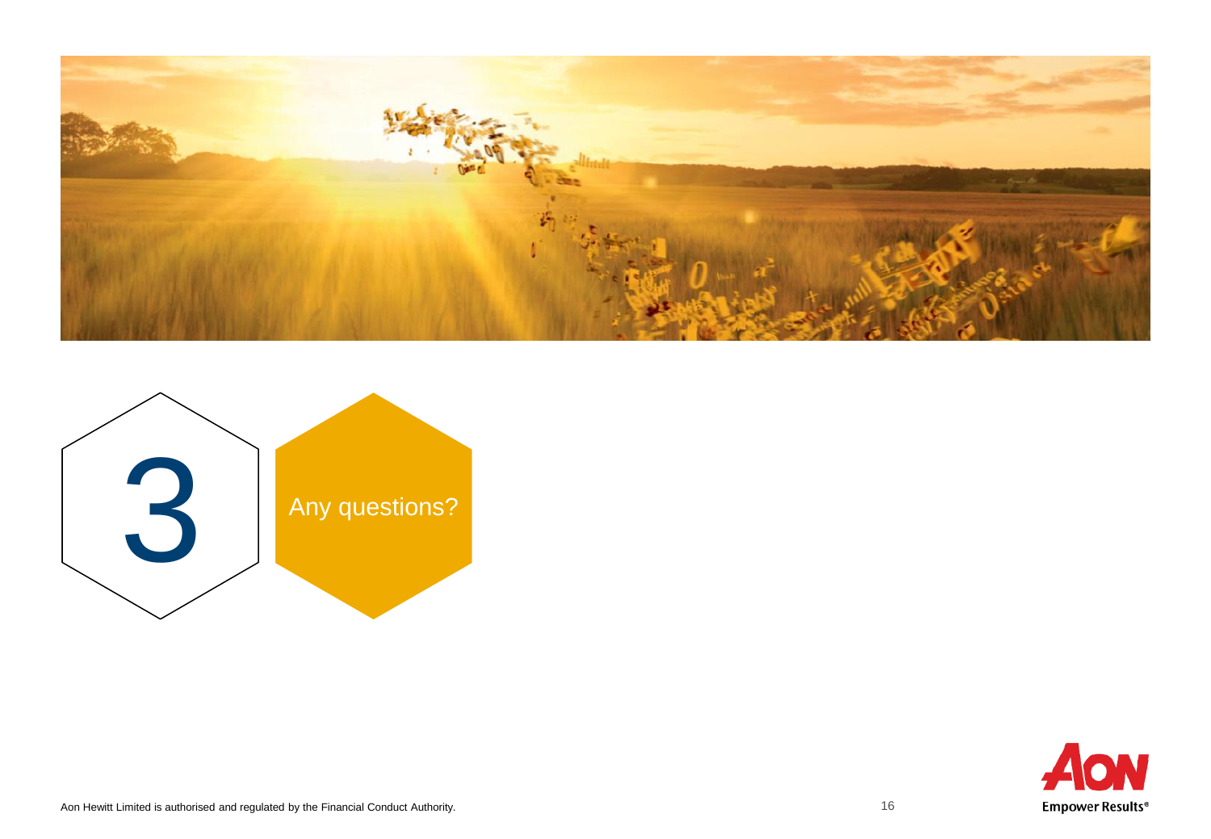# 3 Any questions?

Aon Hewitt Limited is authorised and regulated by the Financial Conduct Authority.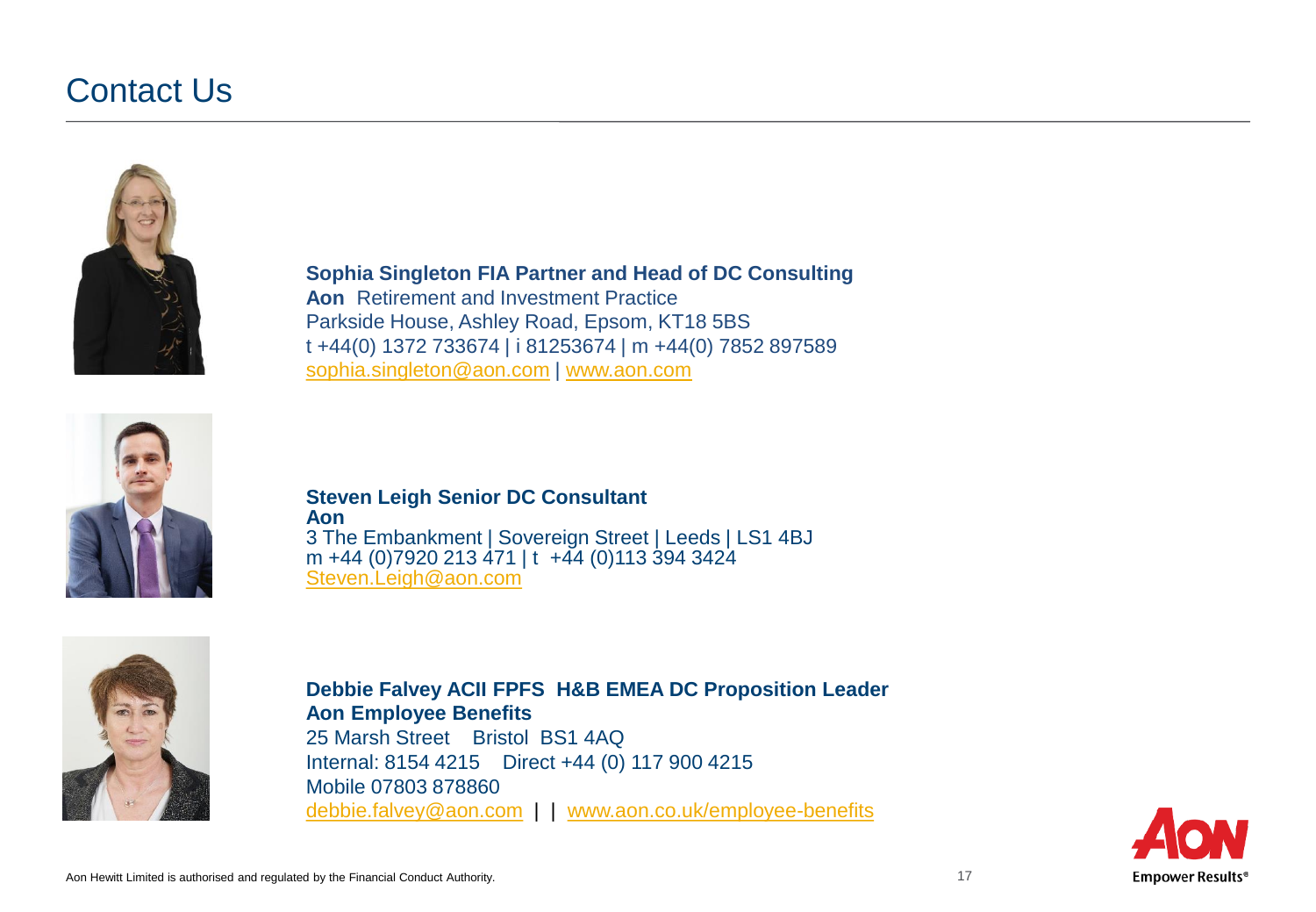# Contact Us

**Sophia Singleton FIA Partner and Head of DC Consulting**
**Aon** Retirement and Investment Practice
Parkside House, Ashley Road, Epsom, KT18 5BS
t +44(0) 1372 733674 | i 81253674 | m +44(0) 7852 897589
sophia.singleton@aon.com | www.aon.com

**Steven Leigh Senior DC Consultant**
**Aon**
3 The Embankment | Sovereign Street | Leeds | LS1 4BJ
m +44 (0)7920 213 471 | t +44 (0)113 394 3424
Steven.Leigh@aon.com

**Debbie Falvey ACII FPFS H&B EMEA DC Proposition Leader**
**Aon Employee Benefits**
25 Marsh Street Bristol BS1 4AQ
Internal: 8154 4215 Direct +44 (0) 117 900 4215
Mobile 07803 878860
debbie.falvey@aon.com | | www.aon.co.uk/employee-benefits

Aon Hewitt Limited is authorised and regulated by the Financial Conduct Authority.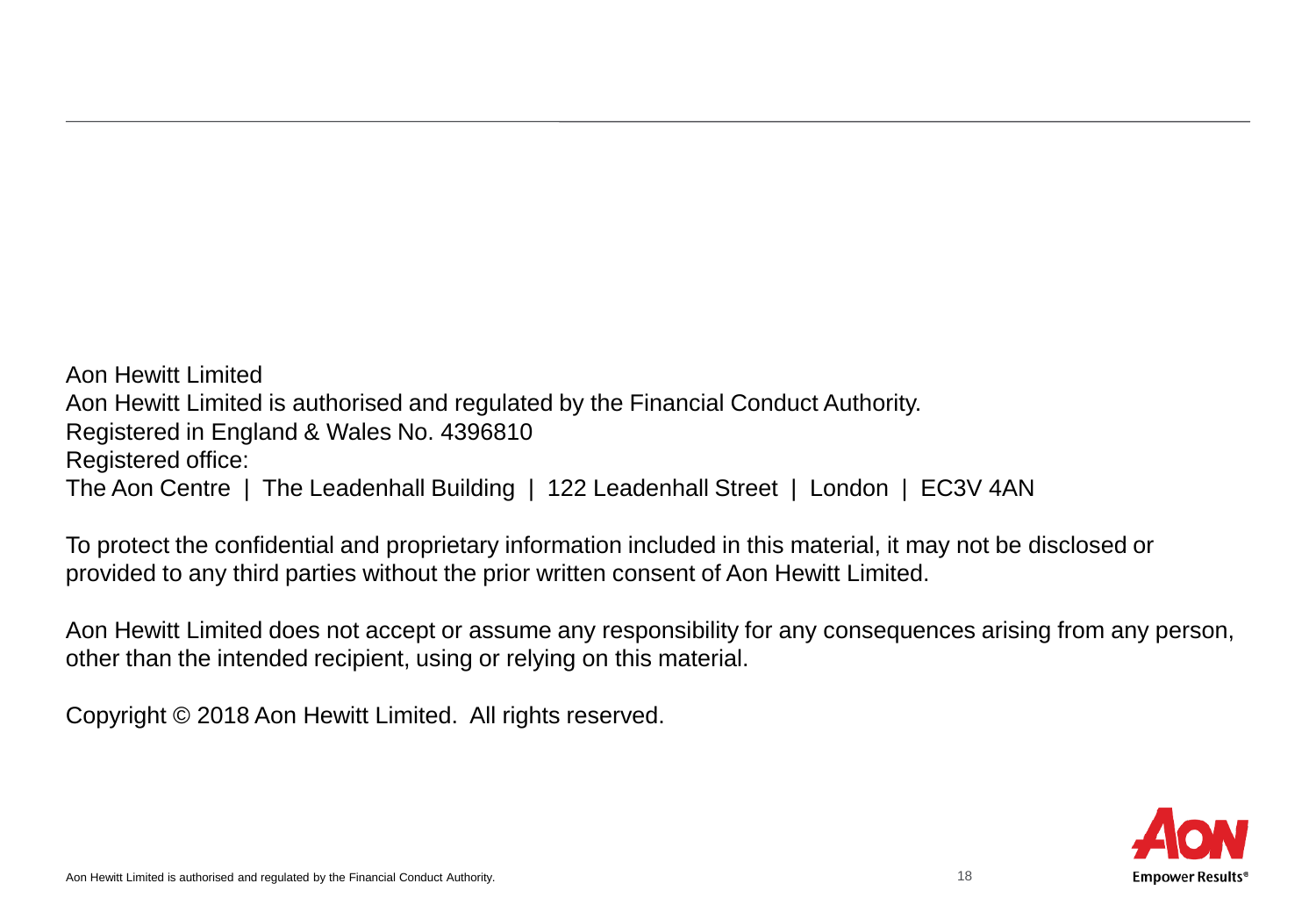Aon Hewitt Limited
Aon Hewitt Limited is authorised and regulated by the Financial Conduct Authority.
Registered in England & Wales No. 4396810
Registered office:
The Aon Centre | The Leadenhall Building | 122 Leadenhall Street | London | EC3V 4AN

To protect the confidential and proprietary information included in this material, it may not be disclosed or provided to any third parties without the prior written consent of Aon Hewitt Limited.

Aon Hewitt Limited does not accept or assume any responsibility for any consequences arising from any person, other than the intended recipient, using or relying on this material.

Copyright © 2018 Aon Hewitt Limited. All rights reserved.